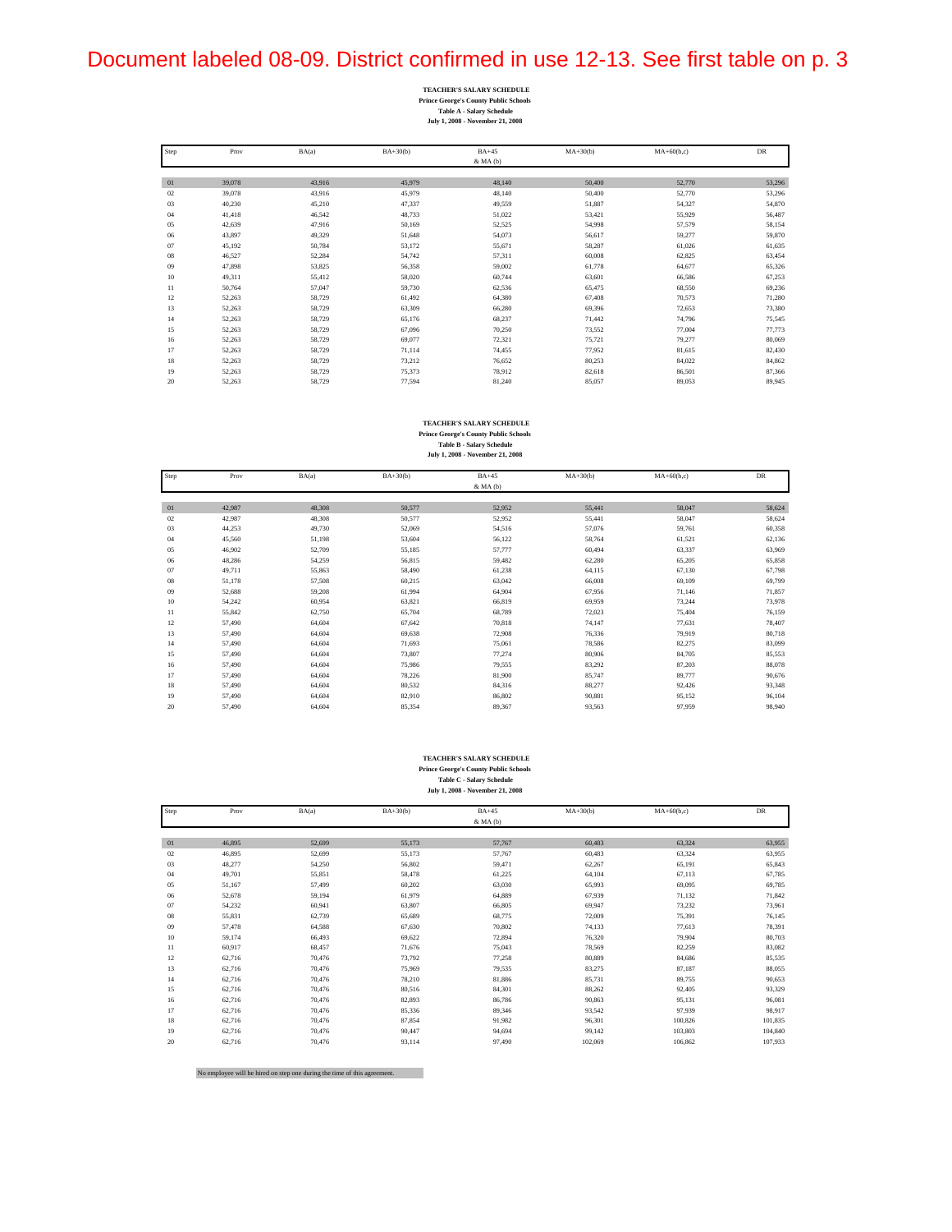Document labeled 08-09. District confirmed in use 12-13. See first table on p. 3

**TEACHER'S SALARY SCHEDULE**
**Prince George's County Public Schools**
**Table A - Salary Schedule**
**July 1, 2008 - November 21, 2008**

| Step | Prov | BA(a) | BA+30(b) | BA+45 & MA (b) | MA+30(b) | MA+60(b,c) | DR |
|---|---|---|---|---|---|---|---|
| 01 | 39,078 | 43,916 | 45,979 | 48,140 | 50,400 | 52,770 | 53,296 |
| 02 | 39,078 | 43,916 | 45,979 | 48,140 | 50,400 | 52,770 | 53,296 |
| 03 | 40,230 | 45,210 | 47,337 | 49,559 | 51,887 | 54,327 | 54,870 |
| 04 | 41,418 | 46,542 | 48,733 | 51,022 | 53,421 | 55,929 | 56,487 |
| 05 | 42,639 | 47,916 | 50,169 | 52,525 | 54,998 | 57,579 | 58,154 |
| 06 | 43,897 | 49,329 | 51,648 | 54,073 | 56,617 | 59,277 | 59,870 |
| 07 | 45,192 | 50,784 | 53,172 | 55,671 | 58,287 | 61,026 | 61,635 |
| 08 | 46,527 | 52,284 | 54,742 | 57,311 | 60,008 | 62,825 | 63,454 |
| 09 | 47,898 | 53,825 | 56,358 | 59,002 | 61,778 | 64,677 | 65,326 |
| 10 | 49,311 | 55,412 | 58,020 | 60,744 | 63,601 | 66,586 | 67,253 |
| 11 | 50,764 | 57,047 | 59,730 | 62,536 | 65,475 | 68,550 | 69,236 |
| 12 | 52,263 | 58,729 | 61,492 | 64,380 | 67,408 | 70,573 | 71,280 |
| 13 | 52,263 | 58,729 | 63,309 | 66,280 | 69,396 | 72,653 | 73,380 |
| 14 | 52,263 | 58,729 | 65,176 | 68,237 | 71,442 | 74,796 | 75,545 |
| 15 | 52,263 | 58,729 | 67,096 | 70,250 | 73,552 | 77,004 | 77,773 |
| 16 | 52,263 | 58,729 | 69,077 | 72,321 | 75,721 | 79,277 | 80,069 |
| 17 | 52,263 | 58,729 | 71,114 | 74,455 | 77,952 | 81,615 | 82,430 |
| 18 | 52,263 | 58,729 | 73,212 | 76,652 | 80,253 | 84,022 | 84,862 |
| 19 | 52,263 | 58,729 | 75,373 | 78,912 | 82,618 | 86,501 | 87,366 |
| 20 | 52,263 | 58,729 | 77,594 | 81,240 | 85,057 | 89,053 | 89,945 |

**TEACHER'S SALARY SCHEDULE**
**Prince George's County Public Schools**
**Table B - Salary Schedule**
**July 1, 2008 - November 21, 2008**

| Step | Prov | BA(a) | BA+30(b) | BA+45 & MA (b) | MA+30(b) | MA+60(b,c) | DR |
|---|---|---|---|---|---|---|---|
| 01 | 42,987 | 48,308 | 50,577 | 52,952 | 55,441 | 58,047 | 58,624 |
| 02 | 42,987 | 48,308 | 50,577 | 52,952 | 55,441 | 58,047 | 58,624 |
| 03 | 44,253 | 49,730 | 52,069 | 54,516 | 57,076 | 59,761 | 60,358 |
| 04 | 45,560 | 51,198 | 53,604 | 56,122 | 58,764 | 61,521 | 62,136 |
| 05 | 46,902 | 52,709 | 55,185 | 57,777 | 60,494 | 63,337 | 63,969 |
| 06 | 48,286 | 54,259 | 56,815 | 59,482 | 62,280 | 65,205 | 65,858 |
| 07 | 49,711 | 55,863 | 58,490 | 61,238 | 64,115 | 67,130 | 67,798 |
| 08 | 51,178 | 57,508 | 60,215 | 63,042 | 66,008 | 69,109 | 69,799 |
| 09 | 52,688 | 59,208 | 61,994 | 64,904 | 67,956 | 71,146 | 71,857 |
| 10 | 54,242 | 60,954 | 63,821 | 66,819 | 69,959 | 73,244 | 73,978 |
| 11 | 55,842 | 62,750 | 65,704 | 68,789 | 72,023 | 75,404 | 76,159 |
| 12 | 57,490 | 64,604 | 67,642 | 70,818 | 74,147 | 77,631 | 78,407 |
| 13 | 57,490 | 64,604 | 69,638 | 72,908 | 76,336 | 79,919 | 80,718 |
| 14 | 57,490 | 64,604 | 71,693 | 75,061 | 78,586 | 82,275 | 83,099 |
| 15 | 57,490 | 64,604 | 73,807 | 77,274 | 80,906 | 84,705 | 85,553 |
| 16 | 57,490 | 64,604 | 75,986 | 79,555 | 83,292 | 87,203 | 88,078 |
| 17 | 57,490 | 64,604 | 78,226 | 81,900 | 85,747 | 89,777 | 90,676 |
| 18 | 57,490 | 64,604 | 80,532 | 84,316 | 88,277 | 92,426 | 93,348 |
| 19 | 57,490 | 64,604 | 82,910 | 86,802 | 90,881 | 95,152 | 96,104 |
| 20 | 57,490 | 64,604 | 85,354 | 89,367 | 93,563 | 97,959 | 98,940 |

**TEACHER'S SALARY SCHEDULE**
**Prince George's County Public Schools**
**Table C - Salary Schedule**
**July 1, 2008 - November 21, 2008**

| Step | Prov | BA(a) | BA+30(b) | BA+45 & MA (b) | MA+30(b) | MA+60(b,c) | DR |
|---|---|---|---|---|---|---|---|
| 01 | 46,895 | 52,699 | 55,173 | 57,767 | 60,483 | 63,324 | 63,955 |
| 02 | 46,895 | 52,699 | 55,173 | 57,767 | 60,483 | 63,324 | 63,955 |
| 03 | 48,277 | 54,250 | 56,802 | 59,471 | 62,267 | 65,191 | 65,843 |
| 04 | 49,701 | 55,851 | 58,478 | 61,225 | 64,104 | 67,113 | 67,785 |
| 05 | 51,167 | 57,499 | 60,202 | 63,030 | 65,993 | 69,095 | 69,785 |
| 06 | 52,678 | 59,194 | 61,979 | 64,889 | 67,939 | 71,132 | 71,842 |
| 07 | 54,232 | 60,941 | 63,807 | 66,805 | 69,947 | 73,232 | 73,961 |
| 08 | 55,831 | 62,739 | 65,689 | 68,775 | 72,009 | 75,391 | 76,145 |
| 09 | 57,478 | 64,588 | 67,630 | 70,802 | 74,133 | 77,613 | 78,391 |
| 10 | 59,174 | 66,493 | 69,622 | 72,894 | 76,320 | 79,904 | 80,703 |
| 11 | 60,917 | 68,457 | 71,676 | 75,043 | 78,569 | 82,259 | 83,082 |
| 12 | 62,716 | 70,476 | 73,792 | 77,258 | 80,889 | 84,686 | 85,535 |
| 13 | 62,716 | 70,476 | 75,969 | 79,535 | 83,275 | 87,187 | 88,055 |
| 14 | 62,716 | 70,476 | 78,210 | 81,886 | 85,731 | 89,755 | 90,653 |
| 15 | 62,716 | 70,476 | 80,516 | 84,301 | 88,262 | 92,405 | 93,329 |
| 16 | 62,716 | 70,476 | 82,893 | 86,786 | 90,863 | 95,131 | 96,081 |
| 17 | 62,716 | 70,476 | 85,336 | 89,346 | 93,542 | 97,939 | 98,917 |
| 18 | 62,716 | 70,476 | 87,854 | 91,982 | 96,301 | 100,826 | 101,835 |
| 19 | 62,716 | 70,476 | 90,447 | 94,694 | 99,142 | 103,803 | 104,840 |
| 20 | 62,716 | 70,476 | 93,114 | 97,490 | 102,069 | 106,862 | 107,933 |

No employee will be hired on step one during the time of this agreement.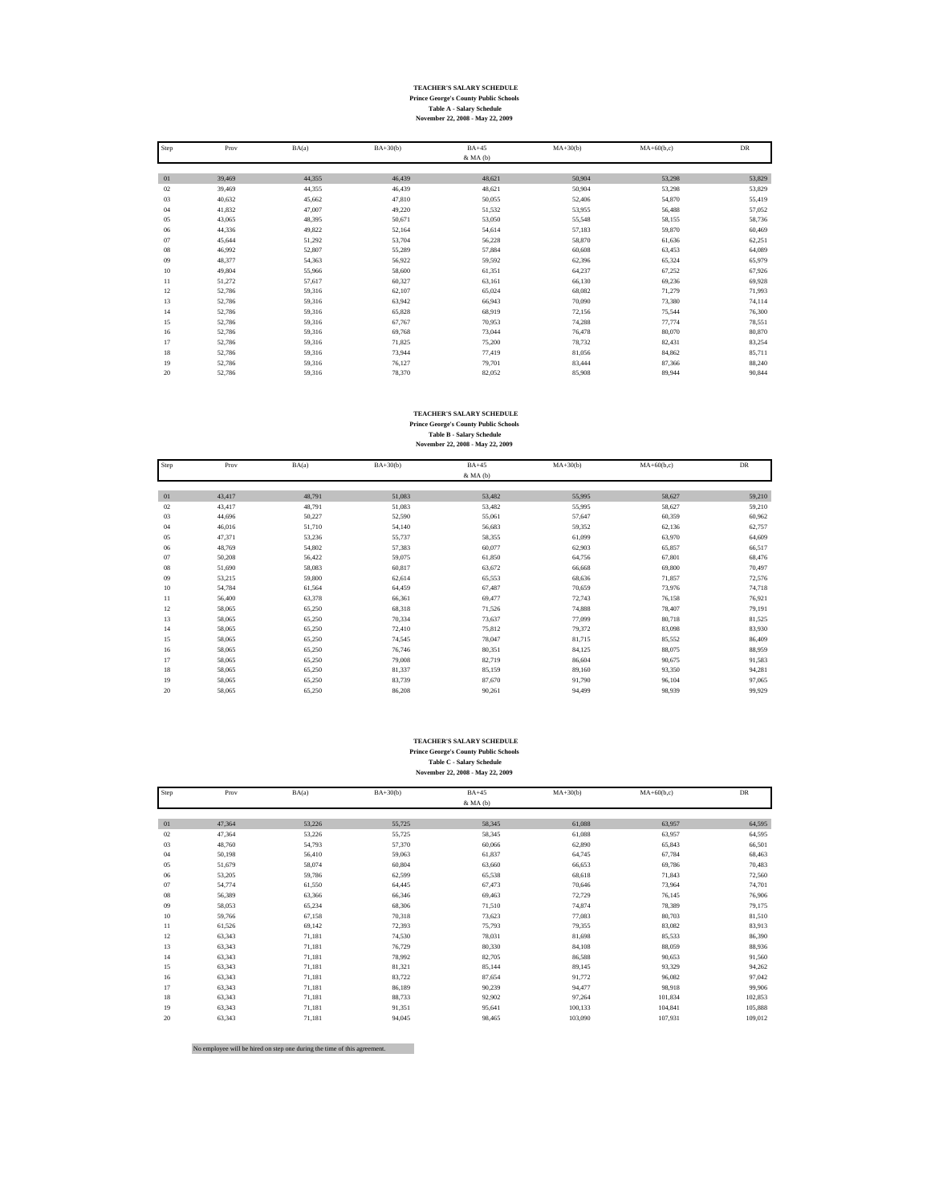**TEACHER'S SALARY SCHEDULE**
**Prince George's County Public Schools**
**Table A - Salary Schedule**
**November 22, 2008 - May 22, 2009**

| Step | Prov | BA(a) | BA+30(b) | BA+45 & MA (b) | MA+30(b) | MA+60(b,c) | DR |
|---|---|---|---|---|---|---|---|
| 01 | 39,469 | 44,355 | 46,439 | 48,621 | 50,904 | 53,298 | 53,829 |
| 02 | 39,469 | 44,355 | 46,439 | 48,621 | 50,904 | 53,298 | 53,829 |
| 03 | 40,632 | 45,662 | 47,810 | 50,055 | 52,406 | 54,870 | 55,419 |
| 04 | 41,832 | 47,007 | 49,220 | 51,532 | 53,955 | 56,488 | 57,052 |
| 05 | 43,065 | 48,395 | 50,671 | 53,050 | 55,548 | 58,155 | 58,736 |
| 06 | 44,336 | 49,822 | 52,164 | 54,614 | 57,183 | 59,870 | 60,469 |
| 07 | 45,644 | 51,292 | 53,704 | 56,228 | 58,870 | 61,636 | 62,251 |
| 08 | 46,992 | 52,807 | 55,289 | 57,884 | 60,608 | 63,453 | 64,089 |
| 09 | 48,377 | 54,363 | 56,922 | 59,592 | 62,396 | 65,324 | 65,979 |
| 10 | 49,804 | 55,966 | 58,600 | 61,351 | 64,237 | 67,252 | 67,926 |
| 11 | 51,272 | 57,617 | 60,327 | 63,161 | 66,130 | 69,236 | 69,928 |
| 12 | 52,786 | 59,316 | 62,107 | 65,024 | 68,082 | 71,279 | 71,993 |
| 13 | 52,786 | 59,316 | 63,942 | 66,943 | 70,090 | 73,380 | 74,114 |
| 14 | 52,786 | 59,316 | 65,828 | 68,919 | 72,156 | 75,544 | 76,300 |
| 15 | 52,786 | 59,316 | 67,767 | 70,953 | 74,288 | 77,774 | 78,551 |
| 16 | 52,786 | 59,316 | 69,768 | 73,044 | 76,478 | 80,070 | 80,870 |
| 17 | 52,786 | 59,316 | 71,825 | 75,200 | 78,732 | 82,431 | 83,254 |
| 18 | 52,786 | 59,316 | 73,944 | 77,419 | 81,056 | 84,862 | 85,711 |
| 19 | 52,786 | 59,316 | 76,127 | 79,701 | 83,444 | 87,366 | 88,240 |
| 20 | 52,786 | 59,316 | 78,370 | 82,052 | 85,908 | 89,944 | 90,844 |

**TEACHER'S SALARY SCHEDULE**
**Prince George's County Public Schools**
**Table B - Salary Schedule**
**November 22, 2008 - May 22, 2009**

| Step | Prov | BA(a) | BA+30(b) | BA+45 & MA (b) | MA+30(b) | MA+60(b,c) | DR |
|---|---|---|---|---|---|---|---|
| 01 | 43,417 | 48,791 | 51,083 | 53,482 | 55,995 | 58,627 | 59,210 |
| 02 | 43,417 | 48,791 | 51,083 | 53,482 | 55,995 | 58,627 | 59,210 |
| 03 | 44,696 | 50,227 | 52,590 | 55,061 | 57,647 | 60,359 | 60,962 |
| 04 | 46,016 | 51,710 | 54,140 | 56,683 | 59,352 | 62,136 | 62,757 |
| 05 | 47,371 | 53,236 | 55,737 | 58,355 | 61,099 | 63,970 | 64,609 |
| 06 | 48,769 | 54,802 | 57,383 | 60,077 | 62,903 | 65,857 | 66,517 |
| 07 | 50,208 | 56,422 | 59,075 | 61,850 | 64,756 | 67,801 | 68,476 |
| 08 | 51,690 | 58,083 | 60,817 | 63,672 | 66,668 | 69,800 | 70,497 |
| 09 | 53,215 | 59,800 | 62,614 | 65,553 | 68,636 | 71,857 | 72,576 |
| 10 | 54,784 | 61,564 | 64,459 | 67,487 | 70,659 | 73,976 | 74,718 |
| 11 | 56,400 | 63,378 | 66,361 | 69,477 | 72,743 | 76,158 | 76,921 |
| 12 | 58,065 | 65,250 | 68,318 | 71,526 | 74,888 | 78,407 | 79,191 |
| 13 | 58,065 | 65,250 | 70,334 | 73,637 | 77,099 | 80,718 | 81,525 |
| 14 | 58,065 | 65,250 | 72,410 | 75,812 | 79,372 | 83,098 | 83,930 |
| 15 | 58,065 | 65,250 | 74,545 | 78,047 | 81,715 | 85,552 | 86,409 |
| 16 | 58,065 | 65,250 | 76,746 | 80,351 | 84,125 | 88,075 | 88,959 |
| 17 | 58,065 | 65,250 | 79,008 | 82,719 | 86,604 | 90,675 | 91,583 |
| 18 | 58,065 | 65,250 | 81,337 | 85,159 | 89,160 | 93,350 | 94,281 |
| 19 | 58,065 | 65,250 | 83,739 | 87,670 | 91,790 | 96,104 | 97,065 |
| 20 | 58,065 | 65,250 | 86,208 | 90,261 | 94,499 | 98,939 | 99,929 |

**TEACHER'S SALARY SCHEDULE**
**Prince George's County Public Schools**
**Table C - Salary Schedule**
**November 22, 2008 - May 22, 2009**

| Step | Prov | BA(a) | BA+30(b) | BA+45 & MA (b) | MA+30(b) | MA+60(b,c) | DR |
|---|---|---|---|---|---|---|---|
| 01 | 47,364 | 53,226 | 55,725 | 58,345 | 61,088 | 63,957 | 64,595 |
| 02 | 47,364 | 53,226 | 55,725 | 58,345 | 61,088 | 63,957 | 64,595 |
| 03 | 48,760 | 54,793 | 57,370 | 60,066 | 62,890 | 65,843 | 66,501 |
| 04 | 50,198 | 56,410 | 59,063 | 61,837 | 64,745 | 67,784 | 68,463 |
| 05 | 51,679 | 58,074 | 60,804 | 63,660 | 66,653 | 69,786 | 70,483 |
| 06 | 53,205 | 59,786 | 62,599 | 65,538 | 68,618 | 71,843 | 72,560 |
| 07 | 54,774 | 61,550 | 64,445 | 67,473 | 70,646 | 73,964 | 74,701 |
| 08 | 56,389 | 63,366 | 66,346 | 69,463 | 72,729 | 76,145 | 76,906 |
| 09 | 58,053 | 65,234 | 68,306 | 71,510 | 74,874 | 78,389 | 79,175 |
| 10 | 59,766 | 67,158 | 70,318 | 73,623 | 77,083 | 80,703 | 81,510 |
| 11 | 61,526 | 69,142 | 72,393 | 75,793 | 79,355 | 83,082 | 83,913 |
| 12 | 63,343 | 71,181 | 74,530 | 78,031 | 81,698 | 85,533 | 86,390 |
| 13 | 63,343 | 71,181 | 76,729 | 80,330 | 84,108 | 88,059 | 88,936 |
| 14 | 63,343 | 71,181 | 78,992 | 82,705 | 86,588 | 90,653 | 91,560 |
| 15 | 63,343 | 71,181 | 81,321 | 85,144 | 89,145 | 93,329 | 94,262 |
| 16 | 63,343 | 71,181 | 83,722 | 87,654 | 91,772 | 96,082 | 97,042 |
| 17 | 63,343 | 71,181 | 86,189 | 90,239 | 94,477 | 98,918 | 99,906 |
| 18 | 63,343 | 71,181 | 88,733 | 92,902 | 97,264 | 101,834 | 102,853 |
| 19 | 63,343 | 71,181 | 91,351 | 95,641 | 100,133 | 104,841 | 105,888 |
| 20 | 63,343 | 71,181 | 94,045 | 98,465 | 103,090 | 107,931 | 109,012 |

No employee will be hired on step one during the time of this agreement.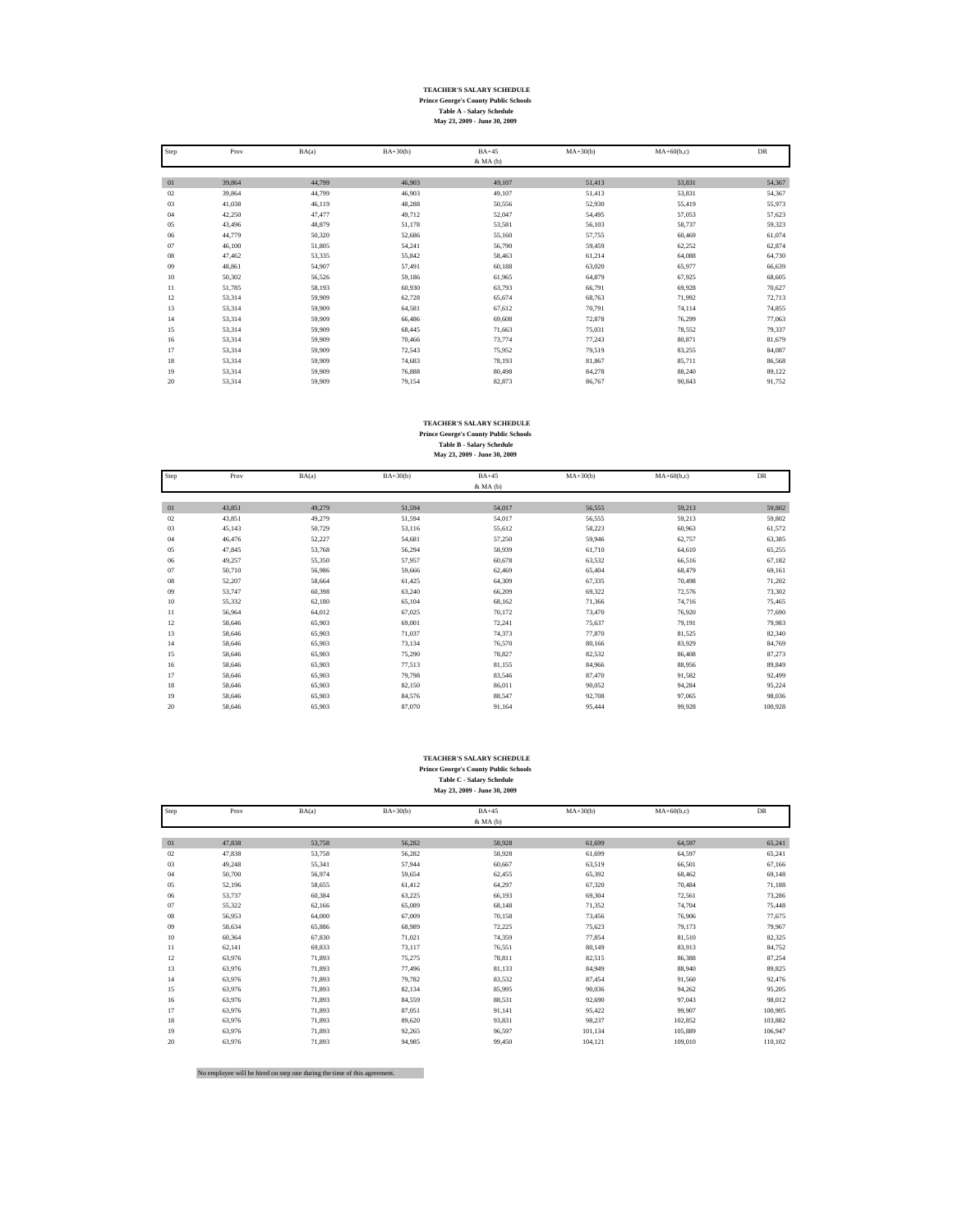**TEACHER'S SALARY SCHEDULE**
**Prince George's County Public Schools**
**Table A - Salary Schedule**
**May 23, 2009 - June 30, 2009**

| Step | Prov | BA(a) | BA+30(b) | BA+45 & MA (b) | MA+30(b) | MA+60(b,c) | DR |
|---|---|---|---|---|---|---|---|
| 01 | 39,864 | 44,799 | 46,903 | 49,107 | 51,413 | 53,831 | 54,367 |
| 02 | 39,864 | 44,799 | 46,903 | 49,107 | 51,413 | 53,831 | 54,367 |
| 03 | 41,038 | 46,119 | 48,288 | 50,556 | 52,930 | 55,419 | 55,973 |
| 04 | 42,250 | 47,477 | 49,712 | 52,047 | 54,495 | 57,053 | 57,623 |
| 05 | 43,496 | 48,879 | 51,178 | 53,581 | 56,103 | 58,737 | 59,323 |
| 06 | 44,779 | 50,320 | 52,686 | 55,160 | 57,755 | 60,469 | 61,074 |
| 07 | 46,100 | 51,805 | 54,241 | 56,790 | 59,459 | 62,252 | 62,874 |
| 08 | 47,462 | 53,335 | 55,842 | 58,463 | 61,214 | 64,088 | 64,730 |
| 09 | 48,861 | 54,907 | 57,491 | 60,188 | 63,020 | 65,977 | 66,639 |
| 10 | 50,302 | 56,526 | 59,186 | 61,965 | 64,879 | 67,925 | 68,605 |
| 11 | 51,785 | 58,193 | 60,930 | 63,793 | 66,791 | 69,928 | 70,627 |
| 12 | 53,314 | 59,909 | 62,728 | 65,674 | 68,763 | 71,992 | 72,713 |
| 13 | 53,314 | 59,909 | 64,581 | 67,612 | 70,791 | 74,114 | 74,855 |
| 14 | 53,314 | 59,909 | 66,486 | 69,608 | 72,878 | 76,299 | 77,063 |
| 15 | 53,314 | 59,909 | 68,445 | 71,663 | 75,031 | 78,552 | 79,337 |
| 16 | 53,314 | 59,909 | 70,466 | 73,774 | 77,243 | 80,871 | 81,679 |
| 17 | 53,314 | 59,909 | 72,543 | 75,952 | 79,519 | 83,255 | 84,087 |
| 18 | 53,314 | 59,909 | 74,683 | 78,193 | 81,867 | 85,711 | 86,568 |
| 19 | 53,314 | 59,909 | 76,888 | 80,498 | 84,278 | 88,240 | 89,122 |
| 20 | 53,314 | 59,909 | 79,154 | 82,873 | 86,767 | 90,843 | 91,752 |

**TEACHER'S SALARY SCHEDULE**
**Prince George's County Public Schools**
**Table B - Salary Schedule**
**May 23, 2009 - June 30, 2009**

| Step | Prov | BA(a) | BA+30(b) | BA+45 & MA (b) | MA+30(b) | MA+60(b,c) | DR |
|---|---|---|---|---|---|---|---|
| 01 | 43,851 | 49,279 | 51,594 | 54,017 | 56,555 | 59,213 | 59,802 |
| 02 | 43,851 | 49,279 | 51,594 | 54,017 | 56,555 | 59,213 | 59,802 |
| 03 | 45,143 | 50,729 | 53,116 | 55,612 | 58,223 | 60,963 | 61,572 |
| 04 | 46,476 | 52,227 | 54,681 | 57,250 | 59,946 | 62,757 | 63,385 |
| 05 | 47,845 | 53,768 | 56,294 | 58,939 | 61,710 | 64,610 | 65,255 |
| 06 | 49,257 | 55,350 | 57,957 | 60,678 | 63,532 | 66,516 | 67,182 |
| 07 | 50,710 | 56,986 | 59,666 | 62,469 | 65,404 | 68,479 | 69,161 |
| 08 | 52,207 | 58,664 | 61,425 | 64,309 | 67,335 | 70,498 | 71,202 |
| 09 | 53,747 | 60,398 | 63,240 | 66,209 | 69,322 | 72,576 | 73,302 |
| 10 | 55,332 | 62,180 | 65,104 | 68,162 | 71,366 | 74,716 | 75,465 |
| 11 | 56,964 | 64,012 | 67,025 | 70,172 | 73,470 | 76,920 | 77,690 |
| 12 | 58,646 | 65,903 | 69,001 | 72,241 | 75,637 | 79,191 | 79,983 |
| 13 | 58,646 | 65,903 | 71,037 | 74,373 | 77,870 | 81,525 | 82,340 |
| 14 | 58,646 | 65,903 | 73,134 | 76,570 | 80,166 | 83,929 | 84,769 |
| 15 | 58,646 | 65,903 | 75,290 | 78,827 | 82,532 | 86,408 | 87,273 |
| 16 | 58,646 | 65,903 | 77,513 | 81,155 | 84,966 | 88,956 | 89,849 |
| 17 | 58,646 | 65,903 | 79,798 | 83,546 | 87,470 | 91,582 | 92,499 |
| 18 | 58,646 | 65,903 | 82,150 | 86,011 | 90,052 | 94,284 | 95,224 |
| 19 | 58,646 | 65,903 | 84,576 | 88,547 | 92,708 | 97,065 | 98,036 |
| 20 | 58,646 | 65,903 | 87,070 | 91,164 | 95,444 | 99,928 | 100,928 |

**TEACHER'S SALARY SCHEDULE**
**Prince George's County Public Schools**
**Table C - Salary Schedule**
**May 23, 2009 - June 30, 2009**

| Step | Prov | BA(a) | BA+30(b) | BA+45 & MA (b) | MA+30(b) | MA+60(b,c) | DR |
|---|---|---|---|---|---|---|---|
| 01 | 47,838 | 53,758 | 56,282 | 58,928 | 61,699 | 64,597 | 65,241 |
| 02 | 47,838 | 53,758 | 56,282 | 58,928 | 61,699 | 64,597 | 65,241 |
| 03 | 49,248 | 55,341 | 57,944 | 60,667 | 63,519 | 66,501 | 67,166 |
| 04 | 50,700 | 56,974 | 59,654 | 62,455 | 65,392 | 68,462 | 69,148 |
| 05 | 52,196 | 58,655 | 61,412 | 64,297 | 67,320 | 70,484 | 71,188 |
| 06 | 53,737 | 60,384 | 63,225 | 66,193 | 69,304 | 72,561 | 73,286 |
| 07 | 55,322 | 62,166 | 65,089 | 68,148 | 71,352 | 74,704 | 75,448 |
| 08 | 56,953 | 64,000 | 67,009 | 70,158 | 73,456 | 76,906 | 77,675 |
| 09 | 58,634 | 65,886 | 68,989 | 72,225 | 75,623 | 79,173 | 79,967 |
| 10 | 60,364 | 67,830 | 71,021 | 74,359 | 77,854 | 81,510 | 82,325 |
| 11 | 62,141 | 69,833 | 73,117 | 76,551 | 80,149 | 83,913 | 84,752 |
| 12 | 63,976 | 71,893 | 75,275 | 78,811 | 82,515 | 86,388 | 87,254 |
| 13 | 63,976 | 71,893 | 77,496 | 81,133 | 84,949 | 88,940 | 89,825 |
| 14 | 63,976 | 71,893 | 79,782 | 83,532 | 87,454 | 91,560 | 92,476 |
| 15 | 63,976 | 71,893 | 82,134 | 85,995 | 90,036 | 94,262 | 95,205 |
| 16 | 63,976 | 71,893 | 84,559 | 88,531 | 92,690 | 97,043 | 98,012 |
| 17 | 63,976 | 71,893 | 87,051 | 91,141 | 95,422 | 99,907 | 100,905 |
| 18 | 63,976 | 71,893 | 89,620 | 93,831 | 98,237 | 102,852 | 103,882 |
| 19 | 63,976 | 71,893 | 92,265 | 96,597 | 101,134 | 105,889 | 106,947 |
| 20 | 63,976 | 71,893 | 94,985 | 99,450 | 104,121 | 109,010 | 110,102 |

No employee will be hired on step one during the time of this agreement.